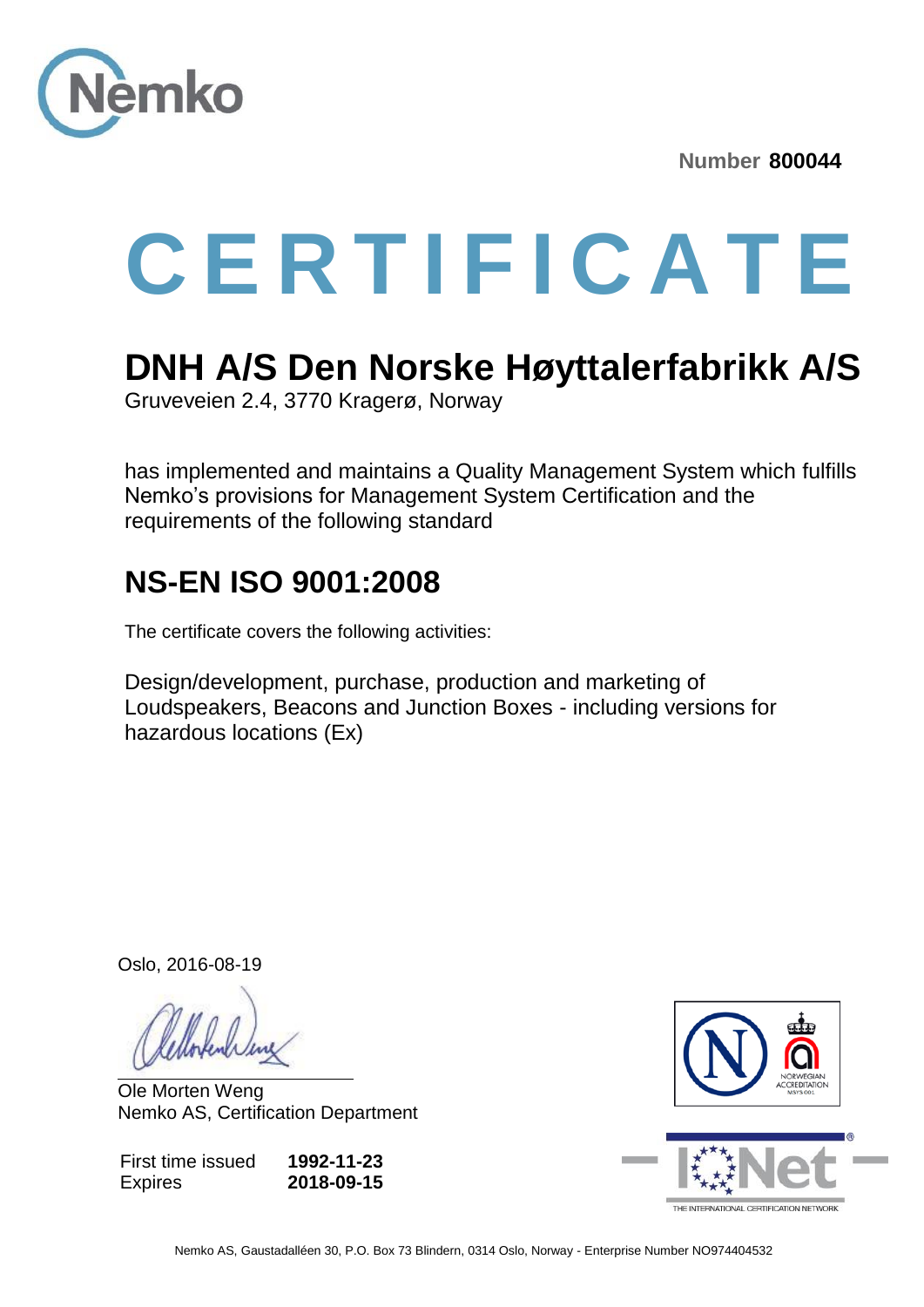Number **800044**

# CERTIFICATE

## DNH A/S Den Norske Høyttalerfabrikk A/S

Gruveveien 2.4, 3770 Kragerø, Norway

has implemented and maintains a Quality Management System which fulfills Nemko's provisions for Management System Certification and the requirements of the following standard

## NS-EN ISO 9001:2008

The certificate covers the following activities:

Design/development, purchase, production and marketing of Loudspeakers, Beacons and Junction Boxes - including versions for hazardous locations (Ex)

Oslo, 2016-08-19

Ole Morten Weng
Nemko AS, Certification Department

First time issued **1992-11-23**
Expires **2018-09-15**

NORWEGIAN ACCREDITATION MSYS 001

THE INTERNATIONAL CERTIFICATION NETWORK

Nemko AS, Gaustadalléen 30, P.O. Box 73 Blindern, 0314 Oslo, Norway - Enterprise Number NO974404532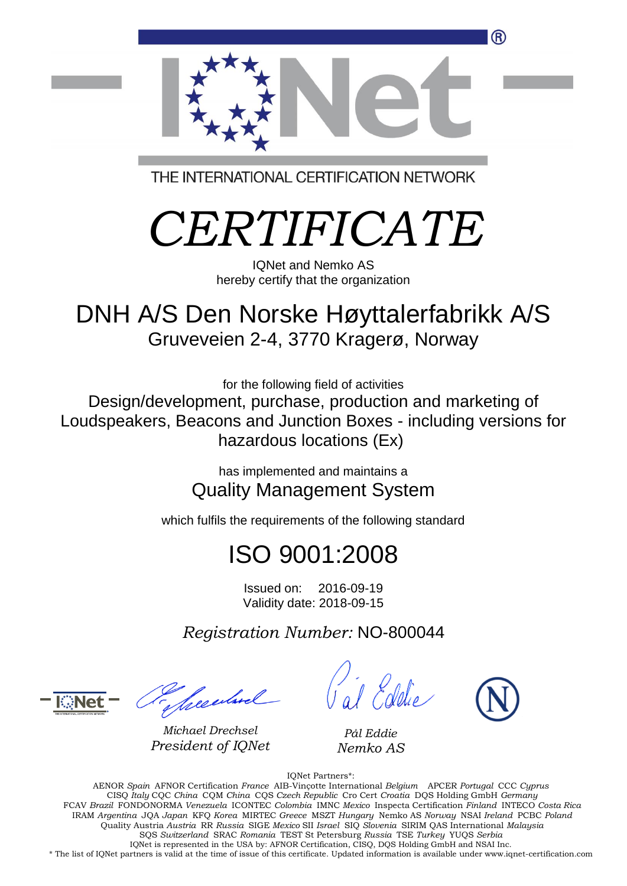THE INTERNATIONAL CERTIFICATION NETWORK

# CERTIFICATE

IQNet and Nemko AS
hereby certify that the organization

## DNH A/S Den Norske Høyttalerfabrikk A/S

Gruveveien 2-4, 3770 Kragerø, Norway

for the following field of activities

Design/development, purchase, production and marketing of Loudspeakers, Beacons and Junction Boxes - including versions for hazardous locations (Ex)

has implemented and maintains a

Quality Management System

which fulfils the requirements of the following standard

## ISO 9001:2008

Issued on: 2016-09-19
Validity date: 2018-09-15

*Registration Number:* NO-800044

*Michael Drechsel*
*President of IQNet*

*Pål Eddie*
*Nemko AS*

IQNet Partners*:

AENOR *Spain* AFNOR Certification *France* AIB-Vinçotte International *Belgium* APCER *Portugal* CCC *Cyprus* CISQ *Italy* CQC *China* CQM *China* CQS *Czech Republic* Cro Cert *Croatia* DQS Holding GmbH *Germany* FCAV *Brazil* FONDONORMA *Venezuela* ICONTEC *Colombia* IMNC *Mexico* Inspecta Certification *Finland* INTECO *Costa Rica* IRAM *Argentina* JQA *Japan* KFQ *Korea* MIRTEC *Greece* MSZT *Hungary* Nemko AS *Norway* NSAI *Ireland* PCBC *Poland* Quality Austria *Austria* RR *Russia* SIGE *Mexico* SII *Israel* SIQ *Slovenia* SIRIM QAS International *Malaysia* SQS *Switzerland* SRAC *Romania* TEST St Petersburg *Russia* TSE *Turkey* YUQS *Serbia*

IQNet is represented in the USA by: AFNOR Certification, CISQ, DQS Holding GmbH and NSAI Inc.

* The list of IQNet partners is valid at the time of issue of this certificate. Updated information is available under www.iqnet-certification.com